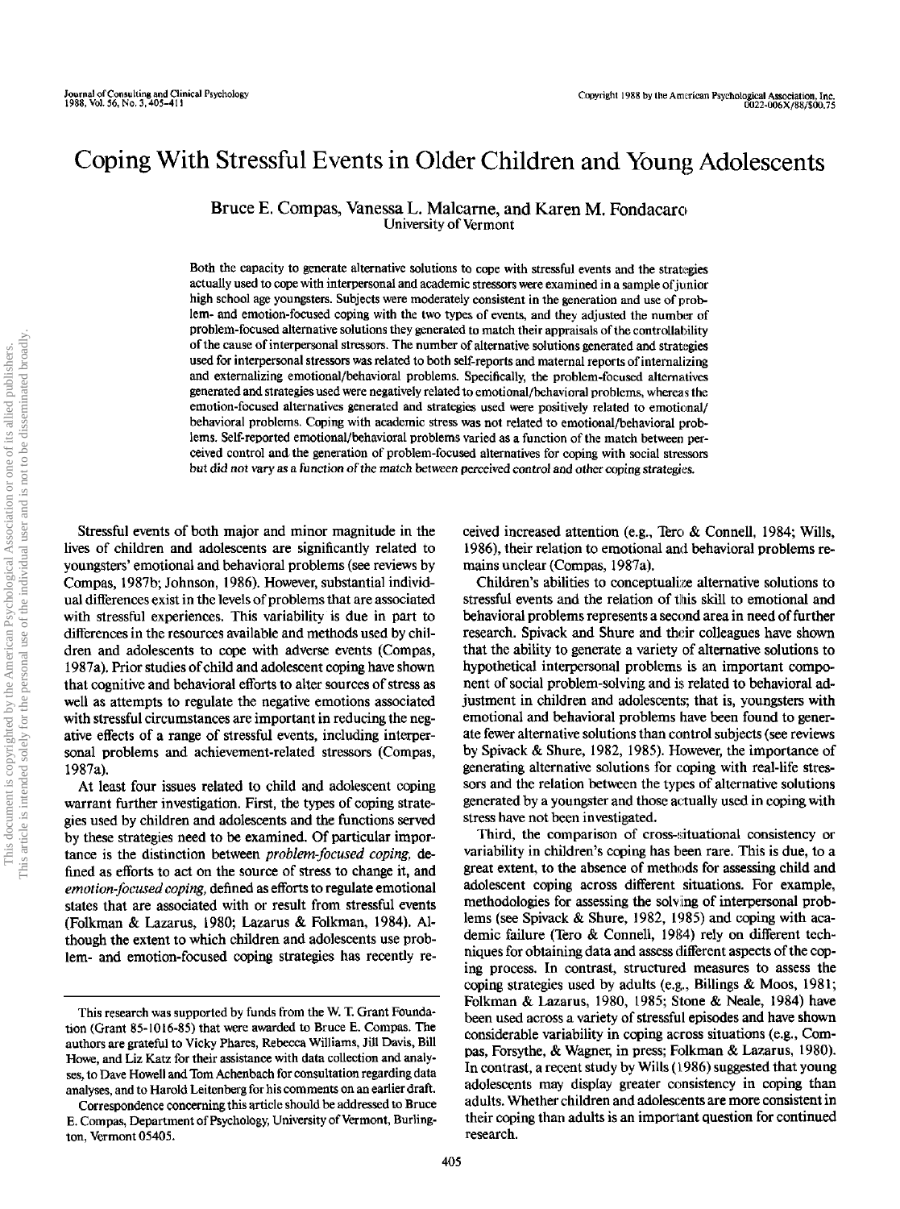# Coping With Stressful Events in Older Children and Young Adolescents

Bruce E. Compas, Vanessa L. Malcarne, and Karen M. Fondacaro
University of Vermont

Both the capacity to generate alternative solutions to cope with stressful events and the strategies actually used to cope with interpersonal and academic stressors were examined in a sample of junior high school age youngsters. Subjects were moderately consistent in the generation and use of problem- and emotion-focused coping with the two types of events, and they adjusted the number of problem-focused alternative solutions they generated to match their appraisals of the controllability of the cause of interpersonal stressors. The number of alternative solutions generated and strategies used for interpersonal stressors was related to both self-reports and maternal reports of internalizing and externalizing emotional/behavioral problems. Specifically, the problem-focused alternatives generated and strategies used were negatively related to emotional/behavioral problems, whereas the emotion-focused alternatives generated and strategies used were positively related to emotional/behavioral problems. Coping with academic stress was not related to emotional/behavioral problems. Self-reported emotional/behavioral problems varied as a function of the match between perceived control and the generation of problem-focused alternatives for coping with social stressors but did not vary as a function of the match between perceived control and other coping strategies.

Stressful events of both major and minor magnitude in the lives of children and adolescents are significantly related to youngsters' emotional and behavioral problems (see reviews by Compas, 1987b; Johnson, 1986). However, substantial individual differences exist in the levels of problems that are associated with stressful experiences. This variability is due in part to differences in the resources available and methods used by children and adolescents to cope with adverse events (Compas, 1987a). Prior studies of child and adolescent coping have shown that cognitive and behavioral efforts to alter sources of stress as well as attempts to regulate the negative emotions associated with stressful circumstances are important in reducing the negative effects of a range of stressful events, including interpersonal problems and achievement-related stressors (Compas, 1987a).

At least four issues related to child and adolescent coping warrant further investigation. First, the types of coping strategies used by children and adolescents and the functions served by these strategies need to be examined. Of particular importance is the distinction between *problem-focused coping*, defined as efforts to act on the source of stress to change it, and *emotion-focused coping*, defined as efforts to regulate emotional states that are associated with or result from stressful events (Folkman & Lazarus, 1980; Lazarus & Folkman, 1984). Although the extent to which children and adolescents use problem- and emotion-focused coping strategies has recently received increased attention (e.g., Tero & Connell, 1984; Wills, 1986), their relation to emotional and behavioral problems remains unclear (Compas, 1987a).

Children's abilities to conceptualize alternative solutions to stressful events and the relation of this skill to emotional and behavioral problems represents a second area in need of further research. Spivack and Shure and their colleagues have shown that the ability to generate a variety of alternative solutions to hypothetical interpersonal problems is an important component of social problem-solving and is related to behavioral adjustment in children and adolescents; that is, youngsters with emotional and behavioral problems have been found to generate fewer alternative solutions than control subjects (see reviews by Spivack & Shure, 1982, 1985). However, the importance of generating alternative solutions for coping with real-life stressors and the relation between the types of alternative solutions generated by a youngster and those actually used in coping with stress have not been investigated.

Third, the comparison of cross-situational consistency or variability in children's coping has been rare. This is due, to a great extent, to the absence of methods for assessing child and adolescent coping across different situations. For example, methodologies for assessing the solving of interpersonal problems (see Spivack & Shure, 1982, 1985) and coping with academic failure (Tero & Connell, 1984) rely on different techniques for obtaining data and assess different aspects of the coping process. In contrast, structured measures to assess the coping strategies used by adults (e.g., Billings & Moos, 1981; Folkman & Lazarus, 1980, 1985; Stone & Neale, 1984) have been used across a variety of stressful episodes and have shown considerable variability in coping across situations (e.g., Compas, Forsythe, & Wagner, in press; Folkman & Lazarus, 1980). In contrast, a recent study by Wills (1986) suggested that young adolescents may display greater consistency in coping than adults. Whether children and adolescents are more consistent in their coping than adults is an important question for continued research.

---

This research was supported by funds from the W. T. Grant Foundation (Grant 85-1016-85) that were awarded to Bruce E. Compas. The authors are grateful to Vicky Phares, Rebecca Williams, Jill Davis, Bill Howe, and Liz Katz for their assistance with data collection and analyses, to Dave Howell and Tom Achenbach for consultation regarding data analyses, and to Harold Leitenberg for his comments on an earlier draft.

Correspondence concerning this article should be addressed to Bruce E. Compas, Department of Psychology, University of Vermont, Burlington, Vermont 05405.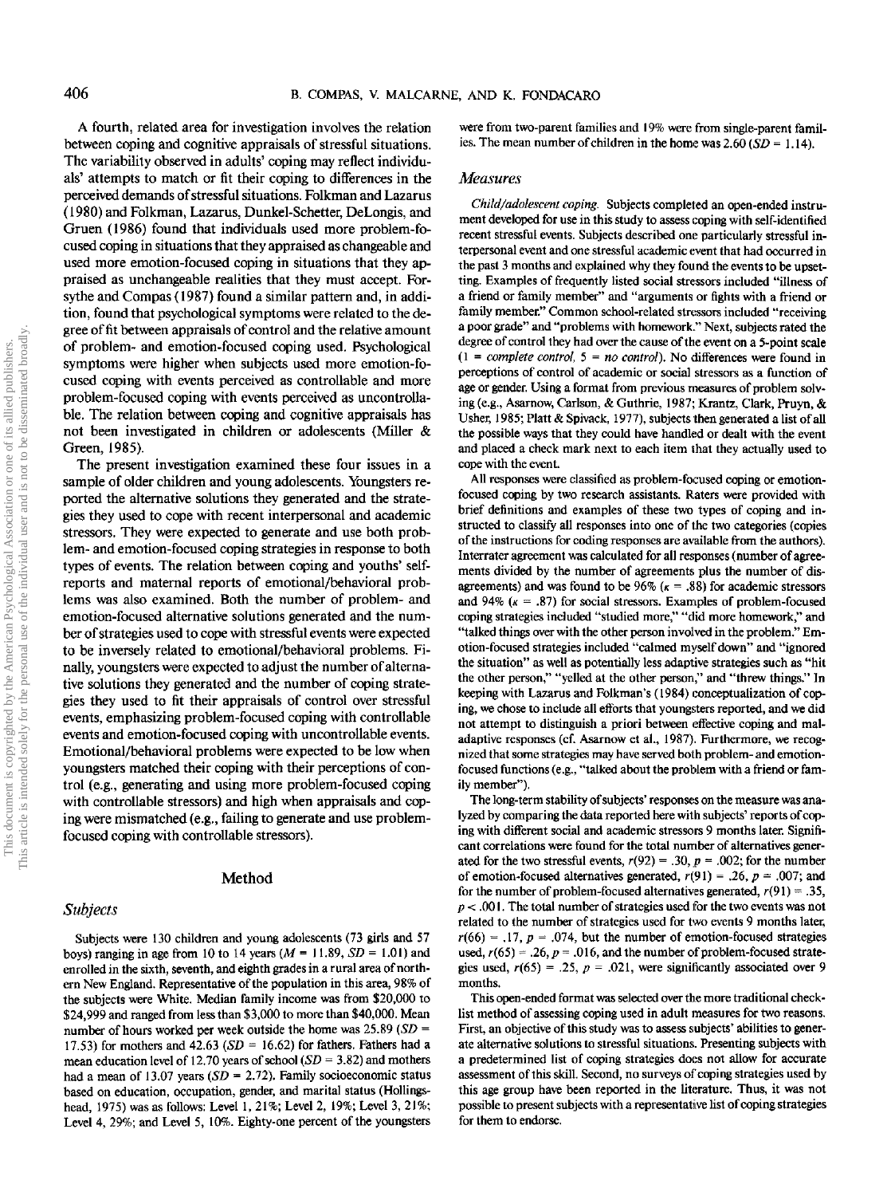A fourth, related area for investigation involves the relation between coping and cognitive appraisals of stressful situations. The variability observed in adults' coping may reflect individuals' attempts to match or fit their coping to differences in the perceived demands of stressful situations. Folkman and Lazarus (1980) and Folkman, Lazarus, Dunkel-Schetter, DeLongis, and Gruen (1986) found that individuals used more problem-focused coping in situations that they appraised as changeable and used more emotion-focused coping in situations that they appraised as unchangeable realities that they must accept. Forsythe and Compas (1987) found a similar pattern and, in addition, found that psychological symptoms were related to the degree of fit between appraisals of control and the relative amount of problem- and emotion-focused coping used. Psychological symptoms were higher when subjects used more emotion-focused coping with events perceived as controllable and more problem-focused coping with events perceived as uncontrollable. The relation between coping and cognitive appraisals has not been investigated in children or adolescents (Miller & Green, 1985).

The present investigation examined these four issues in a sample of older children and young adolescents. Youngsters reported the alternative solutions they generated and the strategies they used to cope with recent interpersonal and academic stressors. They were expected to generate and use both problem- and emotion-focused coping strategies in response to both types of events. The relation between coping and youths' self-reports and maternal reports of emotional/behavioral problems was also examined. Both the number of problem- and emotion-focused alternative solutions generated and the number of strategies used to cope with stressful events were expected to be inversely related to emotional/behavioral problems. Finally, youngsters were expected to adjust the number of alternative solutions they generated and the number of coping strategies they used to fit their appraisals of control over stressful events, emphasizing problem-focused coping with controllable events and emotion-focused coping with uncontrollable events. Emotional/behavioral problems were expected to be low when youngsters matched their coping with their perceptions of control (e.g., generating and using more problem-focused coping with controllable stressors) and high when appraisals and coping were mismatched (e.g., failing to generate and use problem-focused coping with controllable stressors).

## Method

### Subjects

Subjects were 130 children and young adolescents (73 girls and 57 boys) ranging in age from 10 to 14 years ($M = 11.89$, $SD = 1.01$) and enrolled in the sixth, seventh, and eighth grades in a rural area of northern New England. Representative of the population in this area, 98% of the subjects were White. Median family income was from $20,000 to $24,999 and ranged from less than $3,000 to more than $40,000. Mean number of hours worked per week outside the home was 25.89 ($SD = 17.53$) for mothers and 42.63 ($SD = 16.62$) for fathers. Fathers had a mean education level of 12.70 years of school ($SD = 3.82$) and mothers had a mean of 13.07 years ($SD = 2.72$). Family socioeconomic status based on education, occupation, gender, and marital status (Hollingshead, 1975) was as follows: Level 1, 21%; Level 2, 19%; Level 3, 21%; Level 4, 29%; and Level 5, 10%. Eighty-one percent of the youngsters were from two-parent families and 19% were from single-parent families. The mean number of children in the home was 2.60 ($SD = 1.14$).

### Measures

*Child/adolescent coping.* Subjects completed an open-ended instrument developed for use in this study to assess coping with self-identified recent stressful events. Subjects described one particularly stressful interpersonal event and one stressful academic event that had occurred in the past 3 months and explained why they found the events to be upsetting. Examples of frequently listed social stressors included "illness of a friend or family member" and "arguments or fights with a friend or family member." Common school-related stressors included "receiving a poor grade" and "problems with homework." Next, subjects rated the degree of control they had over the cause of the event on a 5-point scale (1 = *complete control*, 5 = *no control*). No differences were found in perceptions of control of academic or social stressors as a function of age or gender. Using a format from previous measures of problem solving (e.g., Asarnow, Carlson, & Guthrie, 1987; Krantz, Clark, Pruyn, & Usher, 1985; Platt & Spivack, 1977), subjects then generated a list of all the possible ways that they could have handled or dealt with the event and placed a check mark next to each item that they actually used to cope with the event.

All responses were classified as problem-focused coping or emotion-focused coping by two research assistants. Raters were provided with brief definitions and examples of these two types of coping and instructed to classify all responses into one of the two categories (copies of the instructions for coding responses are available from the authors). Interrater agreement was calculated for all responses (number of agreements divided by the number of agreements plus the number of disagreements) and was found to be 96% ($\kappa = .88$) for academic stressors and 94% ($\kappa = .87$) for social stressors. Examples of problem-focused coping strategies included "studied more," "did more homework," and "talked things over with the other person involved in the problem." Emotion-focused strategies included "calmed myself down" and "ignored the situation" as well as potentially less adaptive strategies such as "hit the other person," "yelled at the other person," and "threw things." In keeping with Lazarus and Folkman's (1984) conceptualization of coping, we chose to include all efforts that youngsters reported, and we did not attempt to distinguish a priori between effective coping and maladaptive responses (cf. Asarnow et al., 1987). Furthermore, we recognized that some strategies may have served both problem- and emotion-focused functions (e.g., "talked about the problem with a friend or family member").

The long-term stability of subjects' responses on the measure was analyzed by comparing the data reported here with subjects' reports of coping with different social and academic stressors 9 months later. Significant correlations were found for the total number of alternatives generated for the two stressful events, $r(92) = .30$, $p = .002$; for the number of emotion-focused alternatives generated, $r(91) = .26$, $p = .007$; and for the number of problem-focused alternatives generated, $r(91) = .35$, $p < .001$. The total number of strategies used for the two events was not related to the number of strategies used for two events 9 months later, $r(66) = .17$, $p = .074$, but the number of emotion-focused strategies used, $r(65) = .26$, $p = .016$, and the number of problem-focused strategies used, $r(65) = .25$, $p = .021$, were significantly associated over 9 months.

This open-ended format was selected over the more traditional checklist method of assessing coping used in adult measures for two reasons. First, an objective of this study was to assess subjects' abilities to generate alternative solutions to stressful situations. Presenting subjects with a predetermined list of coping strategies does not allow for accurate assessment of this skill. Second, no surveys of coping strategies used by this age group have been reported in the literature. Thus, it was not possible to present subjects with a representative list of coping strategies for them to endorse.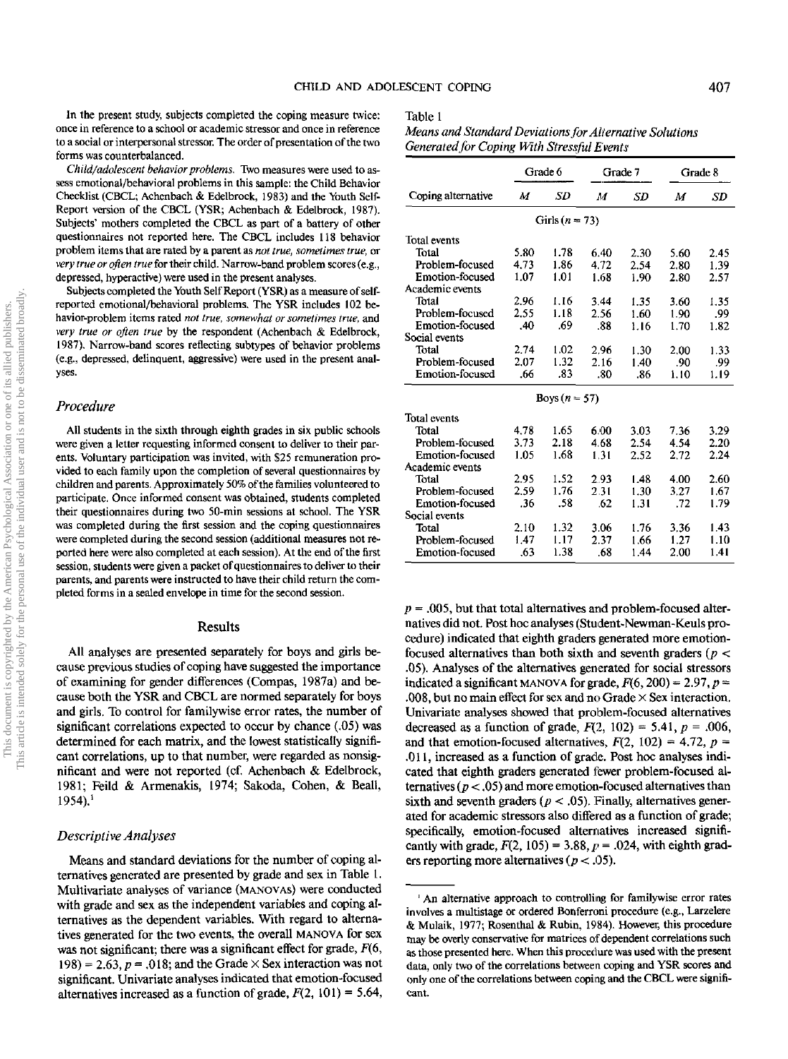In the present study, subjects completed the coping measure twice: once in reference to a school or academic stressor and once in reference to a social or interpersonal stressor. The order of presentation of the two forms was counterbalanced.

*Child/adolescent behavior problems.* Two measures were used to assess emotional/behavioral problems in this sample: the Child Behavior Checklist (CBCL; Achenbach & Edelbrock, 1983) and the Youth Self-Report version of the CBCL (YSR; Achenbach & Edelbrock, 1987). Subjects' mothers completed the CBCL as part of a battery of other questionnaires not reported here. The CBCL includes 118 behavior problem items that are rated by a parent as *not true, sometimes true,* or *very true or often true* for their child. Narrow-band problem scores (e.g., depressed, hyperactive) were used in the present analyses.

Subjects completed the Youth Self Report (YSR) as a measure of self-reported emotional/behavioral problems. The YSR includes 102 behavior-problem items rated *not true, somewhat or sometimes true,* and *very true or often true* by the respondent (Achenbach & Edelbrock, 1987). Narrow-band scores reflecting subtypes of behavior problems (e.g., depressed, delinquent, aggressive) were used in the present analyses.

### Procedure

All students in the sixth through eighth grades in six public schools were given a letter requesting informed consent to deliver to their parents. Voluntary participation was invited, with $25 remuneration provided to each family upon the completion of several questionnaires by children and parents. Approximately 50% of the families volunteered to participate. Once informed consent was obtained, students completed their questionnaires during two 50-min sessions at school. The YSR was completed during the first session and the coping questionnaires were completed during the second session (additional measures not reported here were also completed at each session). At the end of the first session, students were given a packet of questionnaires to deliver to their parents, and parents were instructed to have their child return the completed forms in a sealed envelope in time for the second session.

## Results

All analyses are presented separately for boys and girls because previous studies of coping have suggested the importance of examining for gender differences (Compas, 1987a) and because both the YSR and CBCL are normed separately for boys and girls. To control for familywise error rates, the number of significant correlations expected to occur by chance (.05) was determined for each matrix, and the lowest statistically significant correlations, up to that number, were regarded as nonsignificant and were not reported (cf. Achenbach & Edelbrock, 1981; Feild & Armenakis, 1974; Sakoda, Cohen, & Beall, 1954).[1]

### Descriptive Analyses

Means and standard deviations for the number of coping alternatives generated are presented by grade and sex in Table 1. Multivariate analyses of variance (MANOVAS) were conducted with grade and sex as the independent variables and coping alternatives as the dependent variables. With regard to alternatives generated for the two events, the overall MANOVA for sex was not significant; there was a significant effect for grade, $F(6, 198) = 2.63$, $p = .018$; and the Grade × Sex interaction was not significant. Univariate analyses indicated that emotion-focused alternatives increased as a function of grade, $F(2, 101) = 5.64$, $p = .005$, but that total alternatives and problem-focused alternatives did not. Post hoc analyses (Student-Newman-Keuls procedure) indicated that eighth graders generated more emotion-focused alternatives than both sixth and seventh graders ($p < .05$). Analyses of the alternatives generated for social stressors indicated a significant MANOVA for grade, $F(6, 200) = 2.97$, $p = .008$, but no main effect for sex and no Grade × Sex interaction. Univariate analyses showed that problem-focused alternatives decreased as a function of grade, $F(2, 102) = 5.41$, $p = .006$, and that emotion-focused alternatives, $F(2, 102) = 4.72$, $p = .011$, increased as a function of grade. Post hoc analyses indicated that eighth graders generated fewer problem-focused alternatives ($p < .05$) and more emotion-focused alternatives than sixth and seventh graders ($p < .05$). Finally, alternatives generated for academic stressors also differed as a function of grade; specifically, emotion-focused alternatives increased significantly with grade, $F(2, 105) = 3.88$, $p = .024$, with eighth graders reporting more alternatives ($p < .05$).

Table 1
*Means and Standard Deviations for Alternative Solutions Generated for Coping With Stressful Events*

| Coping alternative | Grade 6 *M* | Grade 6 *SD* | Grade 7 *M* | Grade 7 *SD* | Grade 8 *M* | Grade 8 *SD* |
|---|---|---|---|---|---|---|
| **Girls ($n = 73$)** | | | | | | |
| Total events | | | | | | |
| Total | 5.80 | 1.78 | 6.40 | 2.30 | 5.60 | 2.45 |
| Problem-focused | 4.73 | 1.86 | 4.72 | 2.54 | 2.80 | 1.39 |
| Emotion-focused | 1.07 | 1.01 | 1.68 | 1.90 | 2.80 | 2.57 |
| Academic events | | | | | | |
| Total | 2.96 | 1.16 | 3.44 | 1.35 | 3.60 | 1.35 |
| Problem-focused | 2.55 | 1.18 | 2.56 | 1.60 | 1.90 | .99 |
| Emotion-focused | .40 | .69 | .88 | 1.16 | 1.70 | 1.82 |
| Social events | | | | | | |
| Total | 2.74 | 1.02 | 2.96 | 1.30 | 2.00 | 1.33 |
| Problem-focused | 2.07 | 1.32 | 2.16 | 1.40 | .90 | .99 |
| Emotion-focused | .66 | .83 | .80 | .86 | 1.10 | 1.19 |
| **Boys ($n = 57$)** | | | | | | |
| Total events | | | | | | |
| Total | 4.78 | 1.65 | 6.00 | 3.03 | 7.36 | 3.29 |
| Problem-focused | 3.73 | 2.18 | 4.68 | 2.54 | 4.54 | 2.20 |
| Emotion-focused | 1.05 | 1.68 | 1.31 | 2.52 | 2.72 | 2.24 |
| Academic events | | | | | | |
| Total | 2.95 | 1.52 | 2.93 | 1.48 | 4.00 | 2.60 |
| Problem-focused | 2.59 | 1.76 | 2.31 | 1.30 | 3.27 | 1.67 |
| Emotion-focused | .36 | .58 | .62 | 1.31 | .72 | 1.79 |
| Social events | | | | | | |
| Total | 2.10 | 1.32 | 3.06 | 1.76 | 3.36 | 1.43 |
| Problem-focused | 1.47 | 1.17 | 2.37 | 1.66 | 1.27 | 1.10 |
| Emotion-focused | .63 | 1.38 | .68 | 1.44 | 2.00 | 1.41 |

[1] An alternative approach to controlling for familywise error rates involves a multistage or ordered Bonferroni procedure (e.g., Larzelere & Mulaik, 1977; Rosenthal & Rubin, 1984). However, this procedure may be overly conservative for matrices of dependent correlations such as those presented here. When this procedure was used with the present data, only two of the correlations between coping and YSR scores and only one of the correlations between coping and the CBCL were significant.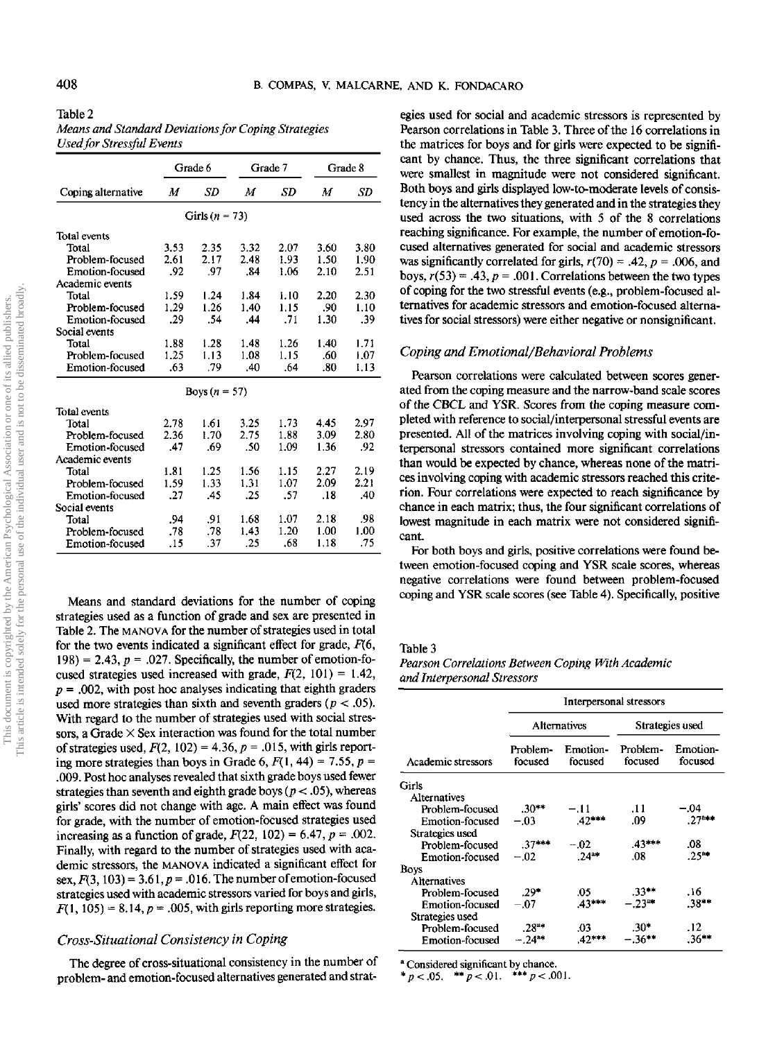Table 2

*Means and Standard Deviations for Coping Strategies Used for Stressful Events*

| Coping alternative | Grade 6 M | Grade 6 SD | Grade 7 M | Grade 7 SD | Grade 8 M | Grade 8 SD |
|---|---|---|---|---|---|---|
| | | | Girls ($n$ = 73) | | | |
| Total events | | | | | | |
| Total | 3.53 | 2.35 | 3.32 | 2.07 | 3.60 | 3.80 |
| Problem-focused | 2.61 | 2.17 | 2.48 | 1.93 | 1.50 | 1.90 |
| Emotion-focused | .92 | .97 | .84 | 1.06 | 2.10 | 2.51 |
| Academic events | | | | | | |
| Total | 1.59 | 1.24 | 1.84 | 1.10 | 2.20 | 2.30 |
| Problem-focused | 1.29 | 1.26 | 1.40 | 1.15 | .90 | 1.10 |
| Emotion-focused | .29 | .54 | .44 | .71 | 1.30 | .39 |
| Social events | | | | | | |
| Total | 1.88 | 1.28 | 1.48 | 1.26 | 1.40 | 1.71 |
| Problem-focused | 1.25 | 1.13 | 1.08 | 1.15 | .60 | 1.07 |
| Emotion-focused | .63 | .79 | .40 | .64 | .80 | 1.13 |
| | | | Boys ($n$ = 57) | | | |
| Total events | | | | | | |
| Total | 2.78 | 1.61 | 3.25 | 1.73 | 4.45 | 2.97 |
| Problem-focused | 2.36 | 1.70 | 2.75 | 1.88 | 3.09 | 2.80 |
| Emotion-focused | .47 | .69 | .50 | 1.09 | 1.36 | .92 |
| Academic events | | | | | | |
| Total | 1.81 | 1.25 | 1.56 | 1.15 | 2.27 | 2.19 |
| Problem-focused | 1.59 | 1.33 | 1.31 | 1.07 | 2.09 | 2.21 |
| Emotion-focused | .27 | .45 | .25 | .57 | .18 | .40 |
| Social events | | | | | | |
| Total | .94 | .91 | 1.68 | 1.07 | 2.18 | .98 |
| Problem-focused | .78 | .78 | 1.43 | 1.20 | 1.00 | 1.00 |
| Emotion-focused | .15 | .37 | .25 | .68 | 1.18 | .75 |

Means and standard deviations for the number of coping strategies used as a function of grade and sex are presented in Table 2. The MANOVA for the number of strategies used in total for the two events indicated a significant effect for grade, $F(6, 198) = 2.43$, $p = .027$. Specifically, the number of emotion-focused strategies used increased with grade, $F(2, 101) = 1.42$, $p = .002$, with post hoc analyses indicating that eighth graders used more strategies than sixth and seventh graders ($p < .05$). With regard to the number of strategies used with social stressors, a Grade × Sex interaction was found for the total number of strategies used, $F(2, 102) = 4.36$, $p = .015$, with girls reporting more strategies than boys in Grade 6, $F(1, 44) = 7.55$, $p = .009$. Post hoc analyses revealed that sixth grade boys used fewer strategies than seventh and eighth grade boys ($p < .05$), whereas girls' scores did not change with age. A main effect was found for grade, with the number of emotion-focused strategies used increasing as a function of grade, $F(22, 102) = 6.47$, $p = .002$. Finally, with regard to the number of strategies used with academic stressors, the MANOVA indicated a significant effect for sex, $F(3, 103) = 3.61$, $p = .016$. The number of emotion-focused strategies used with academic stressors varied for boys and girls, $F(1, 105) = 8.14$, $p = .005$, with girls reporting more strategies.

### Cross-Situational Consistency in Coping

The degree of cross-situational consistency in the number of problem- and emotion-focused alternatives generated and strategies used for social and academic stressors is represented by Pearson correlations in Table 3. Three of the 16 correlations in the matrices for boys and for girls were expected to be significant by chance. Thus, the three significant correlations that were smallest in magnitude were not considered significant. Both boys and girls displayed low-to-moderate levels of consistency in the alternatives they generated and in the strategies they used across the two situations, with 5 of the 8 correlations reaching significance. For example, the number of emotion-focused alternatives generated for social and academic stressors was significantly correlated for girls, $r(70) = .42$, $p = .006$, and boys, $r(53) = .43$, $p = .001$. Correlations between the two types of coping for the two stressful events (e.g., problem-focused alternatives for academic stressors and emotion-focused alternatives for social stressors) were either negative or nonsignificant.

### Coping and Emotional/Behavioral Problems

Pearson correlations were calculated between scores generated from the coping measure and the narrow-band scale scores of the CBCL and YSR. Scores from the coping measure completed with reference to social/interpersonal stressful events are presented. All of the matrices involving coping with social/interpersonal stressors contained more significant correlations than would be expected by chance, whereas none of the matrices involving coping with academic stressors reached this criterion. Four correlations were expected to reach significance by chance in each matrix; thus, the four significant correlations of lowest magnitude in each matrix were not considered significant.

For both boys and girls, positive correlations were found between emotion-focused coping and YSR scale scores, whereas negative correlations were found between problem-focused coping and YSR scale scores (see Table 4). Specifically, positive

Table 3

*Pearson Correlations Between Coping With Academic and Interpersonal Stressors*

| Academic stressors | Interpersonal stressors: Alternatives – Problem-focused | Alternatives – Emotion-focused | Strategies used – Problem-focused | Strategies used – Emotion-focused |
|---|---|---|---|---|
| Girls | | | | |
| Alternatives | | | | |
| Problem-focused | .30** | −.11 | .11 | −.04 |
| Emotion-focused | −.03 | .42*** | .09 | .27[a]** |
| Strategies used | | | | |
| Problem-focused | .37*** | −.02 | .43*** | .08 |
| Emotion-focused | −.02 | .24[a]* | .08 | .25[a]* |
| Boys | | | | |
| Alternatives | | | | |
| Problem-focused | .29* | .05 | .33** | .16 |
| Emotion-focused | −.07 | .43*** | −.23[a]* | .38** |
| Strategies used | | | | |
| Problem-focused | .28[a]* | .03 | .30* | .12 |
| Emotion-focused | −.24[a]* | .42*** | −.36** | .36** |

[a] Considered significant by chance.
* $p < .05$. ** $p < .01$. *** $p < .001$.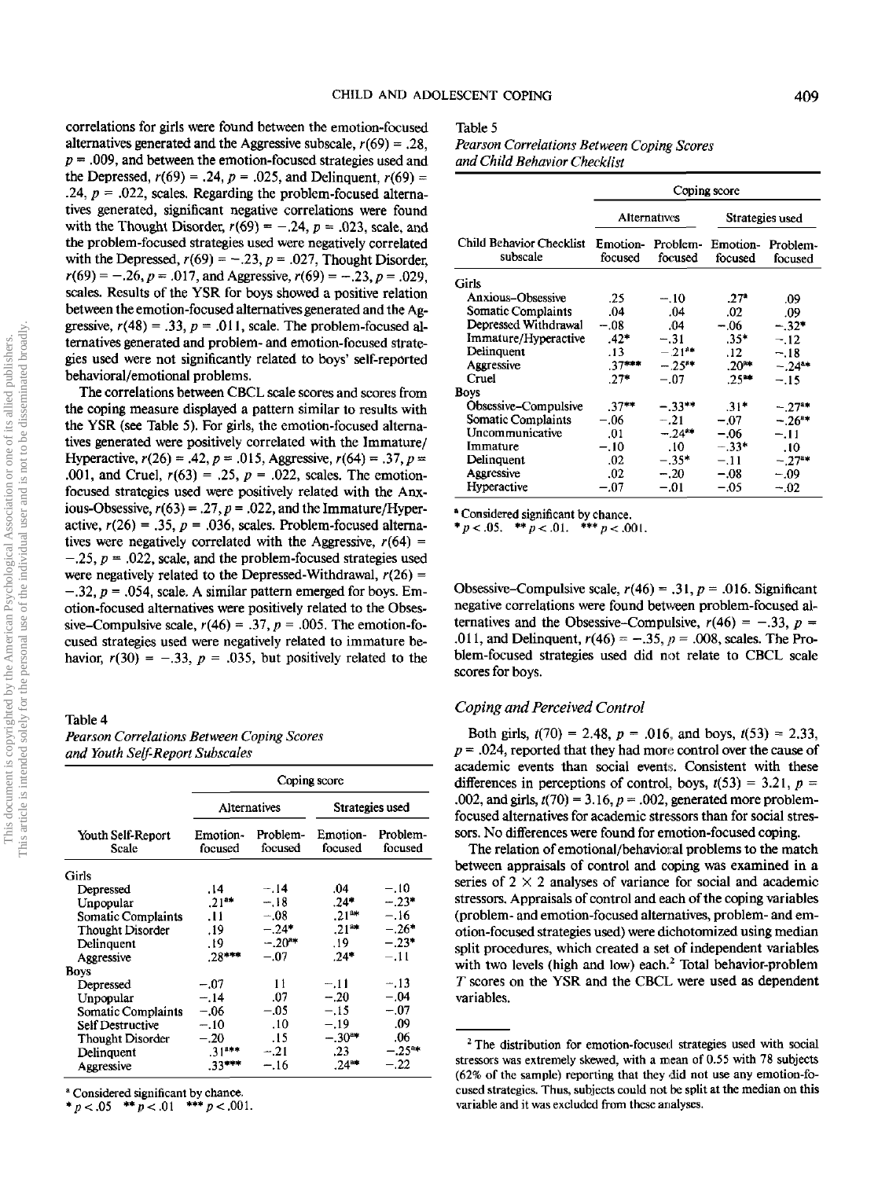correlations for girls were found between the emotion-focused alternatives generated and the Aggressive subscale, $r(69) = .28$, $p = .009$, and between the emotion-focused strategies used and the Depressed, $r(69) = .24$, $p = .025$, and Delinquent, $r(69) = .24$, $p = .022$, scales. Regarding the problem-focused alternatives generated, significant negative correlations were found with the Thought Disorder, $r(69) = -.24$, $p = .023$, scale, and the problem-focused strategies used were negatively correlated with the Depressed, $r(69) = -.23$, $p = .027$, Thought Disorder, $r(69) = -.26$, $p = .017$, and Aggressive, $r(69) = -.23$, $p = .029$, scales. Results of the YSR for boys showed a positive relation between the emotion-focused alternatives generated and the Aggressive, $r(48) = .33$, $p = .011$, scale. The problem-focused alternatives generated and problem- and emotion-focused strategies used were not significantly related to boys' self-reported behavioral/emotional problems.

The correlations between CBCL scale scores and scores from the coping measure displayed a pattern similar to results with the YSR (see Table 5). For girls, the emotion-focused alternatives generated were positively correlated with the Immature/Hyperactive, $r(26) = .42$, $p = .015$, Aggressive, $r(64) = .37$, $p = .001$, and Cruel, $r(63) = .25$, $p = .022$, scales. The emotion-focused strategies used were positively related with the Anxious-Obsessive, $r(63) = .27$, $p = .022$, and the Immature/Hyperactive, $r(26) = .35$, $p = .036$, scales. Problem-focused alternatives were negatively correlated with the Aggressive, $r(64) = -.25$, $p = .022$, scale, and the problem-focused strategies used were negatively related to the Depressed-Withdrawal, $r(26) = -.32$, $p = .054$, scale. A similar pattern emerged for boys. Emotion-focused alternatives were positively related to the Obsessive–Compulsive scale, $r(46) = .37$, $p = .005$. The emotion-focused strategies used were negatively related to immature behavior, $r(30) = -.33$, $p = .035$, but positively related to the Obsessive–Compulsive scale, $r(46) = .31$, $p = .016$. Significant negative correlations were found between problem-focused alternatives and the Obsessive–Compulsive, $r(46) = -.33$, $p = .011$, and Delinquent, $r(46) = -.35$, $p = .008$, scales. The Problem-focused strategies used did not relate to CBCL scale scores for boys.

Table 4
*Pearson Correlations Between Coping Scores and Youth Self-Report Subscales*

| Youth Self-Report Scale | Alternatives: Emotion-focused | Alternatives: Problem-focused | Strategies used: Emotion-focused | Strategies used: Problem-focused |
|---|---|---|---|---|
| **Girls** | | | | |
| Depressed | .14 | −.14 | .04 | −.10 |
| Unpopular | .21[a]* | −.18 | .24* | −.23* |
| Somatic Complaints | .11 | −.08 | .21[a]* | −.16 |
| Thought Disorder | .19 | −.24* | .21[a]* | −.26* |
| Delinquent | .19 | −.20[a]* | .19 | −.23* |
| Aggressive | .28*** | −.07 | .24* | −.11 |
| **Boys** | | | | |
| Depressed | −.07 | .11 | −.11 | −.13 |
| Unpopular | −.14 | .07 | −.20 | −.04 |
| Somatic Complaints | −.06 | −.05 | −.15 | −.07 |
| Self Destructive | −.10 | .10 | −.19 | .09 |
| Thought Disorder | −.20 | .15 | −.30[a]* | .06 |
| Delinquent | .31[a]*** | −.21 | .23 | −.25[a]* |
| Aggressive | .33*** | −.16 | .24[a]* | −.22 |

[a] Considered significant by chance.
* $p < .05$ ** $p < .01$ *** $p < .001$.

Table 5
*Pearson Correlations Between Coping Scores and Child Behavior Checklist*

| Child Behavior Checklist subscale | Alternatives: Emotion-focused | Alternatives: Problem-focused | Strategies used: Emotion-focused | Strategies used: Problem-focused |
|---|---|---|---|---|
| **Girls** | | | | |
| Anxious–Obsessive | .25 | −.10 | .27* | .09 |
| Somatic Complaints | .04 | .04 | .02 | .09 |
| Depressed Withdrawal | −.08 | .04 | −.06 | −.32* |
| Immature/Hyperactive | .42* | −.31 | .35* | −.12 |
| Delinquent | .13 | −.21[a]* | .12 | −.18 |
| Aggressive | .37*** | −.25** | .20[a]* | −.24[a]* |
| Cruel | .27* | −.07 | .25[a]* | −.15 |
| **Boys** | | | | |
| Obsessive–Compulsive | .37** | −.33** | .31* | −.27[a]* |
| Somatic Complaints | −.06 | −.21 | −.07 | −.26[a]* |
| Uncommunicative | .01 | −.24[a]* | −.06 | −.11 |
| Immature | −.10 | .10 | −.33* | .10 |
| Delinquent | .02 | −.35* | −.11 | −.27[a]* |
| Aggressive | .02 | −.20 | −.08 | −.09 |
| Hyperactive | −.07 | −.01 | −.05 | −.02 |

[a] Considered significant by chance.
* $p < .05$. ** $p < .01$. *** $p < .001$.

### Coping and Perceived Control

Both girls, $t(70) = 2.48$, $p = .016$, and boys, $t(53) = 2.33$, $p = .024$, reported that they had more control over the cause of academic events than social events. Consistent with these differences in perceptions of control, boys, $t(53) = 3.21$, $p = .002$, and girls, $t(70) = 3.16$, $p = .002$, generated more problem-focused alternatives for academic stressors than for social stressors. No differences were found for emotion-focused coping.

The relation of emotional/behavioral problems to the match between appraisals of control and coping was examined in a series of 2 × 2 analyses of variance for social and academic stressors. Appraisals of control and each of the coping variables (problem- and emotion-focused alternatives, problem- and emotion-focused strategies used) were dichotomized using median split procedures, which created a set of independent variables with two levels (high and low) each.[2] Total behavior-problem $T$ scores on the YSR and the CBCL were used as dependent variables.

[2] The distribution for emotion-focused strategies used with social stressors was extremely skewed, with a mean of 0.55 with 78 subjects (62% of the sample) reporting that they did not use any emotion-focused strategies. Thus, subjects could not be split at the median on this variable and it was excluded from these analyses.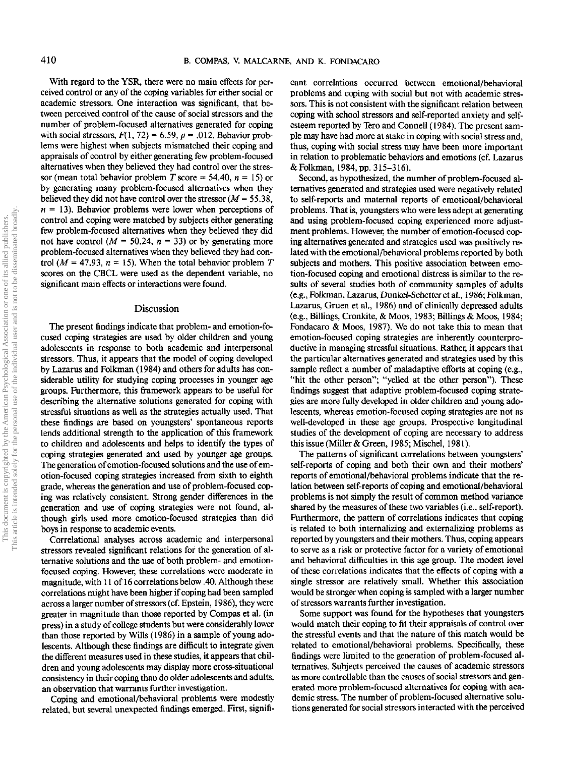With regard to the YSR, there were no main effects for perceived control or any of the coping variables for either social or academic stressors. One interaction was significant, that between perceived control of the cause of social stressors and the number of problem-focused alternatives generated for coping with social stressors, $F(1, 72) = 6.59$, $p = .012$. Behavior problems were highest when subjects mismatched their coping and appraisals of control by either generating few problem-focused alternatives when they believed they had control over the stressor (mean total behavior problem $T$ score = 54.40, $n = 15$) or by generating many problem-focused alternatives when they believed they did not have control over the stressor ($M = 55.38$, $n = 13$). Behavior problems were lower when perceptions of control and coping were matched by subjects either generating few problem-focused alternatives when they believed they did not have control ($M = 50.24$, $n = 33$) or by generating more problem-focused alternatives when they believed they had control ($M = 47.93$, $n = 15$). When the total behavior problem $T$ scores on the CBCL were used as the dependent variable, no significant main effects or interactions were found.

## Discussion

The present findings indicate that problem- and emotion-focused coping strategies are used by older children and young adolescents in response to both academic and interpersonal stressors. Thus, it appears that the model of coping developed by Lazarus and Folkman (1984) and others for adults has considerable utility for studying coping processes in younger age groups. Furthermore, this framework appears to be useful for describing the alternative solutions generated for coping with stressful situations as well as the strategies actually used. That these findings are based on youngsters' spontaneous reports lends additional strength to the application of this framework to children and adolescents and helps to identify the types of coping strategies generated and used by younger age groups. The generation of emotion-focused solutions and the use of emotion-focused coping strategies increased from sixth to eighth grade, whereas the generation and use of problem-focused coping was relatively consistent. Strong gender differences in the generation and use of coping strategies were not found, although girls used more emotion-focused strategies than did boys in response to academic events.

Correlational analyses across academic and interpersonal stressors revealed significant relations for the generation of alternative solutions and the use of both problem- and emotion-focused coping. However, these correlations were moderate in magnitude, with 11 of 16 correlations below .40. Although these correlations might have been higher if coping had been sampled across a larger number of stressors (cf. Epstein, 1986), they were greater in magnitude than those reported by Compas et al. (in press) in a study of college students but were considerably lower than those reported by Wills (1986) in a sample of young adolescents. Although these findings are difficult to integrate given the different measures used in these studies, it appears that children and young adolescents may display more cross-situational consistency in their coping than do older adolescents and adults, an observation that warrants further investigation.

Coping and emotional/behavioral problems were modestly related, but several unexpected findings emerged. First, significant correlations occurred between emotional/behavioral problems and coping with social but not with academic stressors. This is not consistent with the significant relation between coping with school stressors and self-reported anxiety and self-esteem reported by Tero and Connell (1984). The present sample may have had more at stake in coping with social stress and, thus, coping with social stress may have been more important in relation to problematic behaviors and emotions (cf. Lazarus & Folkman, 1984, pp. 315–316).

Second, as hypothesized, the number of problem-focused alternatives generated and strategies used were negatively related to self-reports and maternal reports of emotional/behavioral problems. That is, youngsters who were less adept at generating and using problem-focused coping experienced more adjustment problems. However, the number of emotion-focused coping alternatives generated and strategies used was positively related with the emotional/behavioral problems reported by both subjects and mothers. This positive association between emotion-focused coping and emotional distress is similar to the results of several studies both of community samples of adults (e.g., Folkman, Lazarus, Dunkel-Schetter et al., 1986; Folkman, Lazarus, Gruen et al., 1986) and of clinically depressed adults (e.g., Billings, Cronkite, & Moos, 1983; Billings & Moos, 1984; Fondacaro & Moos, 1987). We do not take this to mean that emotion-focused coping strategies are inherently counterproductive in managing stressful situations. Rather, it appears that the particular alternatives generated and strategies used by this sample reflect a number of maladaptive efforts at coping (e.g., "hit the other person"; "yelled at the other person"). These findings suggest that adaptive problem-focused coping strategies are more fully developed in older children and young adolescents, whereas emotion-focused coping strategies are not as well-developed in these age groups. Prospective longitudinal studies of the development of coping are necessary to address this issue (Miller & Green, 1985; Mischel, 1981).

The patterns of significant correlations between youngsters' self-reports of coping and both their own and their mothers' reports of emotional/behavioral problems indicate that the relation between self-reports of coping and emotional/behavioral problems is not simply the result of common method variance shared by the measures of these two variables (i.e., self-report). Furthermore, the pattern of correlations indicates that coping is related to both internalizing and externalizing problems as reported by youngsters and their mothers. Thus, coping appears to serve as a risk or protective factor for a variety of emotional and behavioral difficulties in this age group. The modest level of these correlations indicates that the effects of coping with a single stressor are relatively small. Whether this association would be stronger when coping is sampled with a larger number of stressors warrants further investigation.

Some support was found for the hypotheses that youngsters would match their coping to fit their appraisals of control over the stressful events and that the nature of this match would be related to emotional/behavioral problems. Specifically, these findings were limited to the generation of problem-focused alternatives. Subjects perceived the causes of academic stressors as more controllable than the causes of social stressors and generated more problem-focused alternatives for coping with academic stress. The number of problem-focused alternative solutions generated for social stressors interacted with the perceived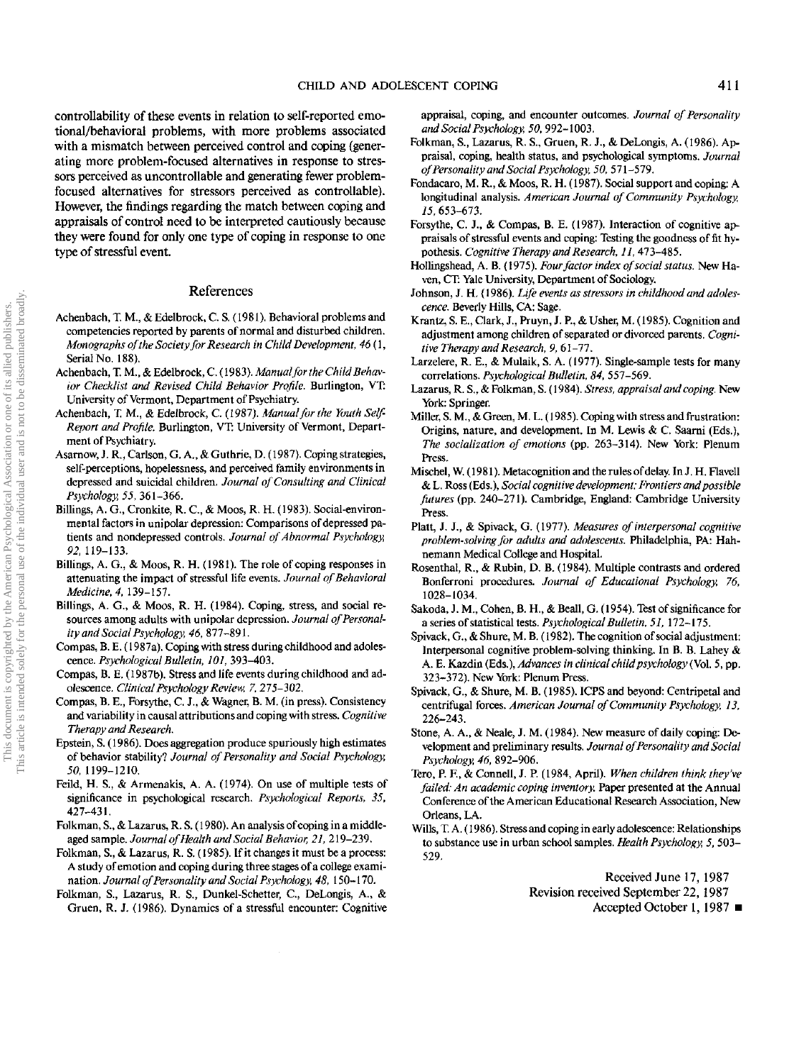controllability of these events in relation to self-reported emotional/behavioral problems, with more problems associated with a mismatch between perceived control and coping (generating more problem-focused alternatives in response to stressors perceived as uncontrollable and generating fewer problem-focused alternatives for stressors perceived as controllable). However, the findings regarding the match between coping and appraisals of control need to be interpreted cautiously because they were found for only one type of coping in response to one type of stressful event.

## References

Achenbach, T. M., & Edelbrock, C. S. (1981). Behavioral problems and competencies reported by parents of normal and disturbed children. *Monographs of the Society for Research in Child Development, 46* (1, Serial No. 188).

Achenbach, T. M., & Edelbrock, C. (1983). *Manual for the Child Behavior Checklist and Revised Child Behavior Profile.* Burlington, VT: University of Vermont, Department of Psychiatry.

Achenbach, T. M., & Edelbrock, C. (1987). *Manual for the Youth Self-Report and Profile.* Burlington, VT: University of Vermont, Department of Psychiatry.

Asarnow, J. R., Carlson, G. A., & Guthrie, D. (1987). Coping strategies, self-perceptions, hopelessness, and perceived family environments in depressed and suicidal children. *Journal of Consulting and Clinical Psychology, 55,* 361–366.

Billings, A. G., Cronkite, R. C., & Moos, R. H. (1983). Social-environmental factors in unipolar depression: Comparisons of depressed patients and nondepressed controls. *Journal of Abnormal Psychology, 92,* 119–133.

Billings, A. G., & Moos, R. H. (1981). The role of coping responses in attenuating the impact of stressful life events. *Journal of Behavioral Medicine, 4,* 139–157.

Billings, A. G., & Moos, R. H. (1984). Coping, stress, and social resources among adults with unipolar depression. *Journal of Personality and Social Psychology, 46,* 877–891.

Compas, B. E. (1987a). Coping with stress during childhood and adolescence. *Psychological Bulletin, 101,* 393–403.

Compas, B. E. (1987b). Stress and life events during childhood and adolescence. *Clinical Psychology Review, 7,* 275–302.

Compas, B. E., Forsythe, C. J., & Wagner, B. M. (in press). Consistency and variability in causal attributions and coping with stress. *Cognitive Therapy and Research.*

Epstein, S. (1986). Does aggregation produce spuriously high estimates of behavior stability? *Journal of Personality and Social Psychology, 50,* 1199–1210.

Feild, H. S., & Armenakis, A. A. (1974). On use of multiple tests of significance in psychological research. *Psychological Reports, 35,* 427–431.

Folkman, S., & Lazarus, R. S. (1980). An analysis of coping in a middle-aged sample. *Journal of Health and Social Behavior, 21,* 219–239.

Folkman, S., & Lazarus, R. S. (1985). If it changes it must be a process: A study of emotion and coping during three stages of a college examination. *Journal of Personality and Social Psychology, 48,* 150–170.

Folkman, S., Lazarus, R. S., Dunkel-Schetter, C., DeLongis, A., & Gruen, R. J. (1986). Dynamics of a stressful encounter: Cognitive appraisal, coping, and encounter outcomes. *Journal of Personality and Social Psychology, 50,* 992–1003.

Folkman, S., Lazarus, R. S., Gruen, R. J., & DeLongis, A. (1986). Appraisal, coping, health status, and psychological symptoms. *Journal of Personality and Social Psychology, 50,* 571–579.

Fondacaro, M. R., & Moos, R. H. (1987). Social support and coping: A longitudinal analysis. *American Journal of Community Psychology, 15,* 653–673.

Forsythe, C. J., & Compas, B. E. (1987). Interaction of cognitive appraisals of stressful events and coping: Testing the goodness of fit hypothesis. *Cognitive Therapy and Research, 11,* 473–485.

Hollingshead, A. B. (1975). *Four factor index of social status.* New Haven, CT: Yale University, Department of Sociology.

Johnson, J. H. (1986). *Life events as stressors in childhood and adolescence.* Beverly Hills, CA: Sage.

Krantz, S. E., Clark, J., Pruyn, J. P., & Usher, M. (1985). Cognition and adjustment among children of separated or divorced parents. *Cognitive Therapy and Research, 9,* 61–77.

Larzelere, R. E., & Mulaik, S. A. (1977). Single-sample tests for many correlations. *Psychological Bulletin, 84,* 557–569.

Lazarus, R. S., & Folkman, S. (1984). *Stress, appraisal and coping.* New York: Springer.

Miller, S. M., & Green, M. L. (1985). Coping with stress and frustration: Origins, nature, and development. In M. Lewis & C. Saarni (Eds.), *The socialization of emotions* (pp. 263–314). New York: Plenum Press.

Mischel, W. (1981). Metacognition and the rules of delay. In J. H. Flavell & L. Ross (Eds.), *Social cognitive development: Frontiers and possible futures* (pp. 240–271). Cambridge, England: Cambridge University Press.

Platt, J. J., & Spivack, G. (1977). *Measures of interpersonal cognitive problem-solving for adults and adolescents.* Philadelphia, PA: Hahnemann Medical College and Hospital.

Rosenthal, R., & Rubin, D. B. (1984). Multiple contrasts and ordered Bonferroni procedures. *Journal of Educational Psychology, 76,* 1028–1034.

Sakoda, J. M., Cohen, B. H., & Beall, G. (1954). Test of significance for a series of statistical tests. *Psychological Bulletin, 51,* 172–175.

Spivack, G., & Shure, M. B. (1982). The cognition of social adjustment: Interpersonal cognitive problem-solving thinking. In B. B. Lahey & A. E. Kazdin (Eds.), *Advances in clinical child psychology* (Vol. 5, pp. 323–372). New York: Plenum Press.

Spivack, G., & Shure, M. B. (1985). ICPS and beyond: Centripetal and centrifugal forces. *American Journal of Community Psychology, 13,* 226–243.

Stone, A. A., & Neale, J. M. (1984). New measure of daily coping: Development and preliminary results. *Journal of Personality and Social Psychology, 46,* 892–906.

Tero, P. F., & Connell, J. P. (1984, April). *When children think they've failed: An academic coping inventory.* Paper presented at the Annual Conference of the American Educational Research Association, New Orleans, LA.

Wills, T. A. (1986). Stress and coping in early adolescence: Relationships to substance use in urban school samples. *Health Psychology, 5,* 503–529.

Received June 17, 1987
Revision received September 22, 1987
Accepted October 1, 1987 ■